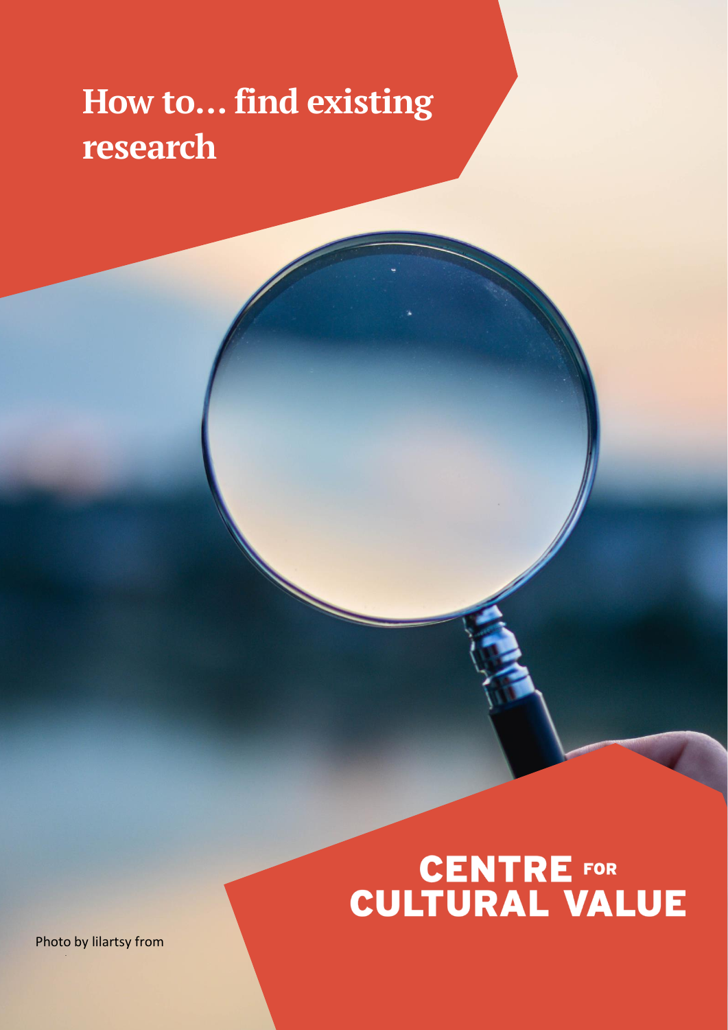# How to… find existing research

CENTRE FOR CULTURAL VALUE

Photo by lilartsy from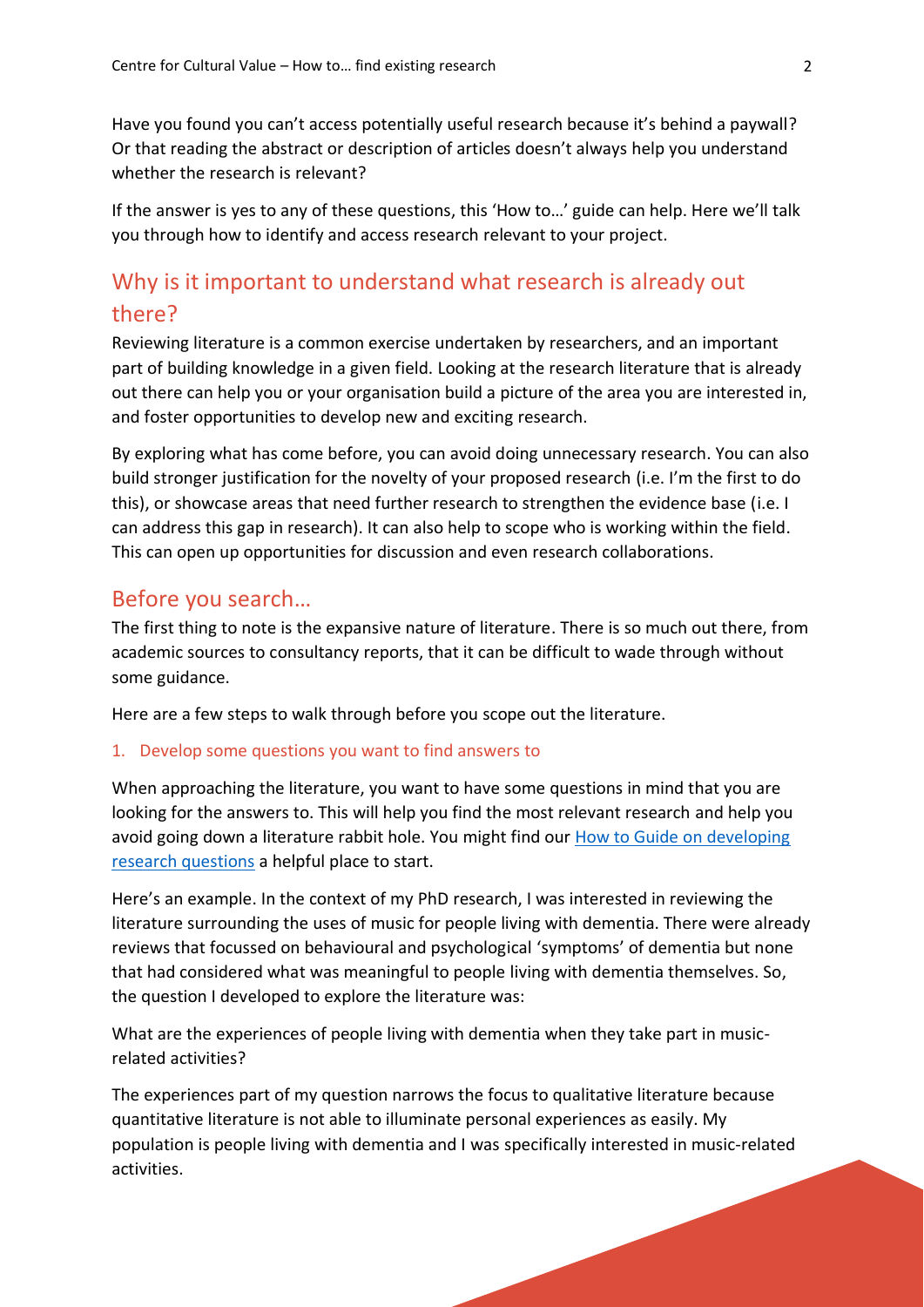Have you found you can't access potentially useful research because it's behind a paywall? Or that reading the abstract or description of articles doesn't always help you understand whether the research is relevant?

If the answer is yes to any of these questions, this 'How to…' guide can help. Here we'll talk you through how to identify and access research relevant to your project.

## Why is it important to understand what research is already out there?

Reviewing literature is a common exercise undertaken by researchers, and an important part of building knowledge in a given field. Looking at the research literature that is already out there can help you or your organisation build a picture of the area you are interested in, and foster opportunities to develop new and exciting research.

By exploring what has come before, you can avoid doing unnecessary research. You can also build stronger justification for the novelty of your proposed research (i.e. I'm the first to do this), or showcase areas that need further research to strengthen the evidence base (i.e. I can address this gap in research). It can also help to scope who is working within the field. This can open up opportunities for discussion and even research collaborations.

## Before you search…

The first thing to note is the expansive nature of literature. There is so much out there, from academic sources to consultancy reports, that it can be difficult to wade through without some guidance.

Here are a few steps to walk through before you scope out the literature.

### 1. Develop some questions you want to find answers to

When approaching the literature, you want to have some questions in mind that you are looking for the answers to. This will help you find the most relevant research and help you avoid going down a literature rabbit hole. You might find our How to Guide on developing research questions a helpful place to start.

Here's an example. In the context of my PhD research, I was interested in reviewing the literature surrounding the uses of music for people living with dementia. There were already reviews that focussed on behavioural and psychological 'symptoms' of dementia but none that had considered what was meaningful to people living with dementia themselves. So, the question I developed to explore the literature was:

What are the experiences of people living with dementia when they take part in music-related activities?

The experiences part of my question narrows the focus to qualitative literature because quantitative literature is not able to illuminate personal experiences as easily. My population is people living with dementia and I was specifically interested in music-related activities.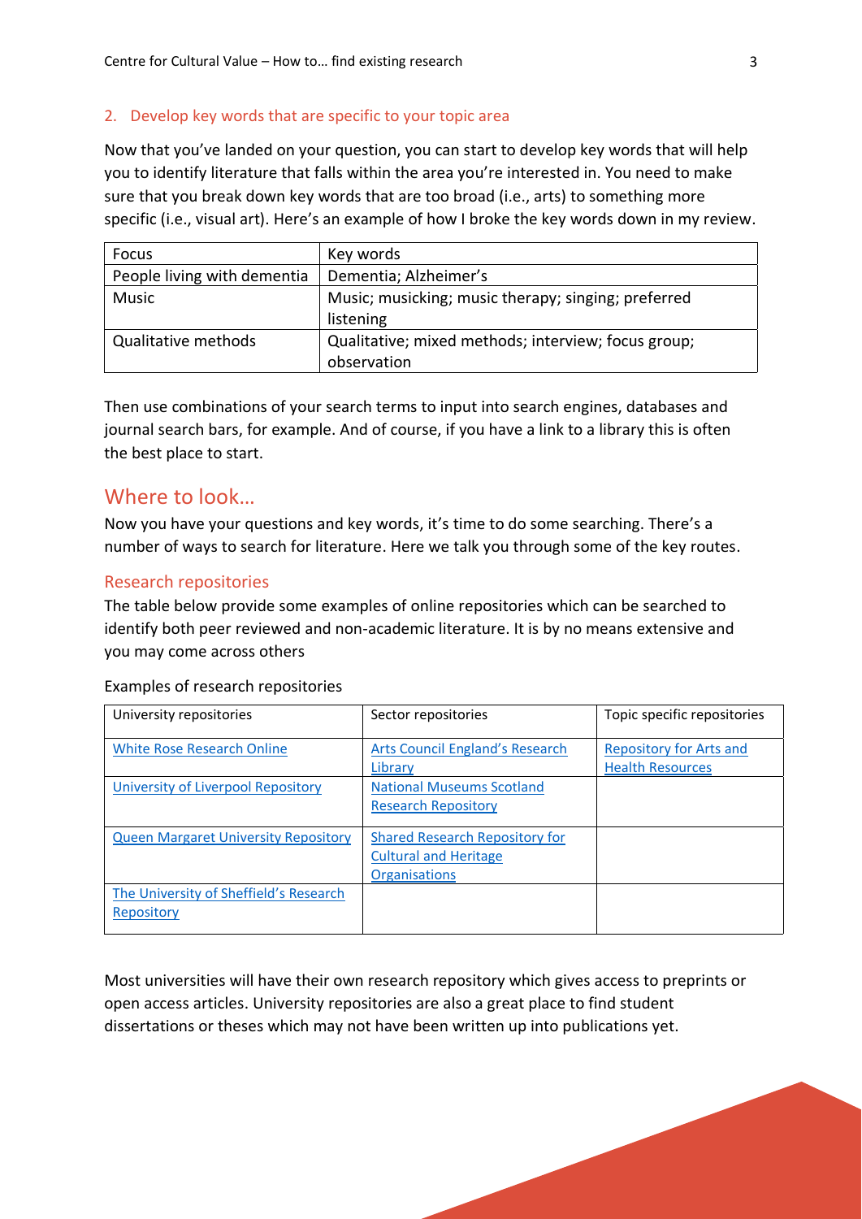## 2. Develop key words that are specific to your topic area

Now that you've landed on your question, you can start to develop key words that will help you to identify literature that falls within the area you're interested in. You need to make sure that you break down key words that are too broad (i.e., arts) to something more specific (i.e., visual art). Here's an example of how I broke the key words down in my review.

| Focus | Key words |
| --- | --- |
| People living with dementia | Dementia; Alzheimer's |
| Music | Music; musicking; music therapy; singing; preferred listening |
| Qualitative methods | Qualitative; mixed methods; interview; focus group; observation |

Then use combinations of your search terms to input into search engines, databases and journal search bars, for example. And of course, if you have a link to a library this is often the best place to start.

# Where to look…

Now you have your questions and key words, it's time to do some searching. There's a number of ways to search for literature. Here we talk you through some of the key routes.

## Research repositories

The table below provide some examples of online repositories which can be searched to identify both peer reviewed and non-academic literature. It is by no means extensive and you may come across others

Examples of research repositories

| University repositories | Sector repositories | Topic specific repositories |
| --- | --- | --- |
| White Rose Research Online | Arts Council England's Research Library | Repository for Arts and Health Resources |
| University of Liverpool Repository | National Museums Scotland Research Repository | |
| Queen Margaret University Repository | Shared Research Repository for Cultural and Heritage Organisations | |
| The University of Sheffield's Research Repository | | |

Most universities will have their own research repository which gives access to preprints or open access articles. University repositories are also a great place to find student dissertations or theses which may not have been written up into publications yet.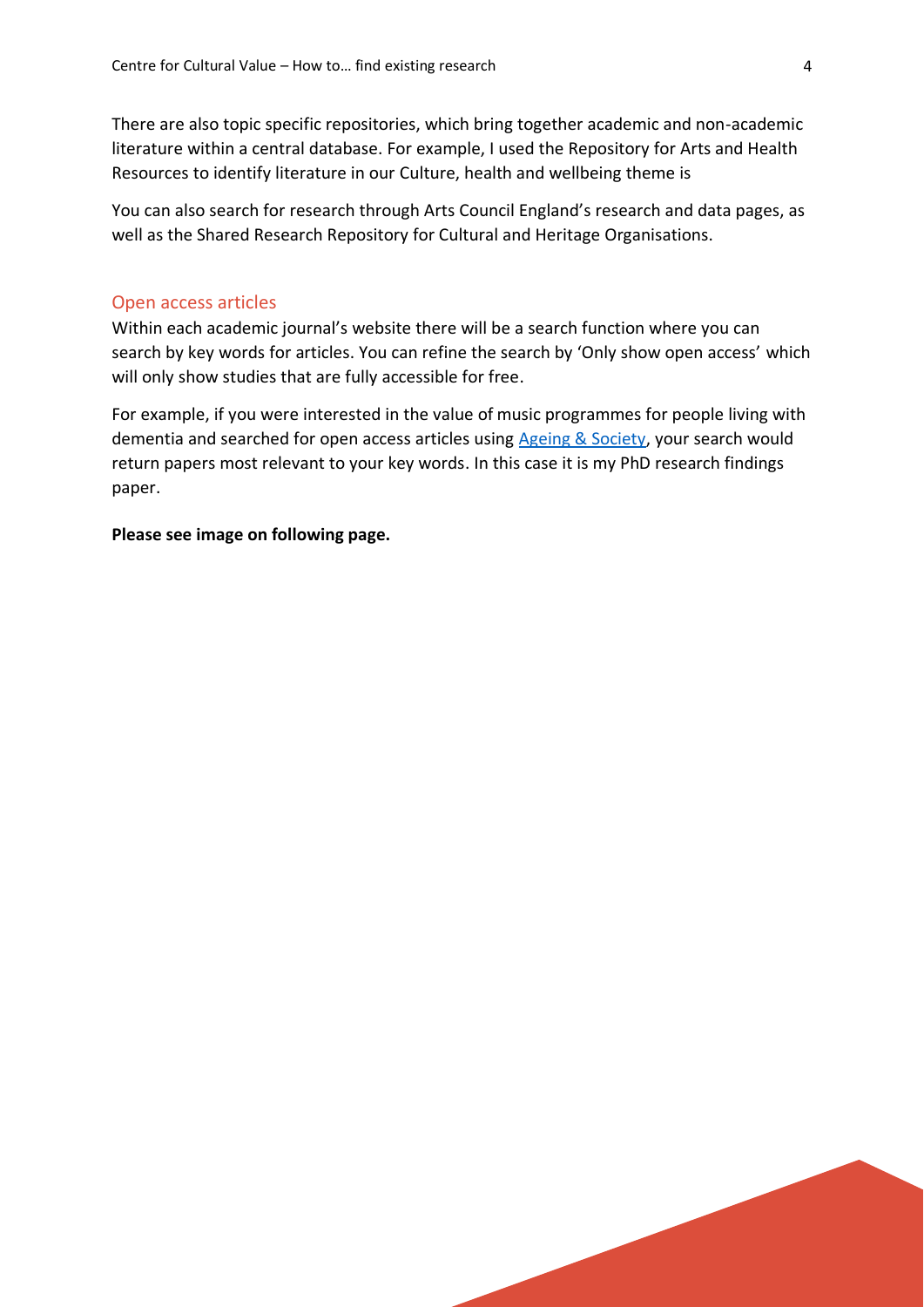There are also topic specific repositories, which bring together academic and non-academic literature within a central database. For example, I used the Repository for Arts and Health Resources to identify literature in our Culture, health and wellbeing theme is

You can also search for research through Arts Council England's research and data pages, as well as the Shared Research Repository for Cultural and Heritage Organisations.

## Open access articles

Within each academic journal's website there will be a search function where you can search by key words for articles. You can refine the search by 'Only show open access' which will only show studies that are fully accessible for free.

For example, if you were interested in the value of music programmes for people living with dementia and searched for open access articles using [Ageing & Society](), your search would return papers most relevant to your key words. In this case it is my PhD research findings paper.

**Please see image on following page.**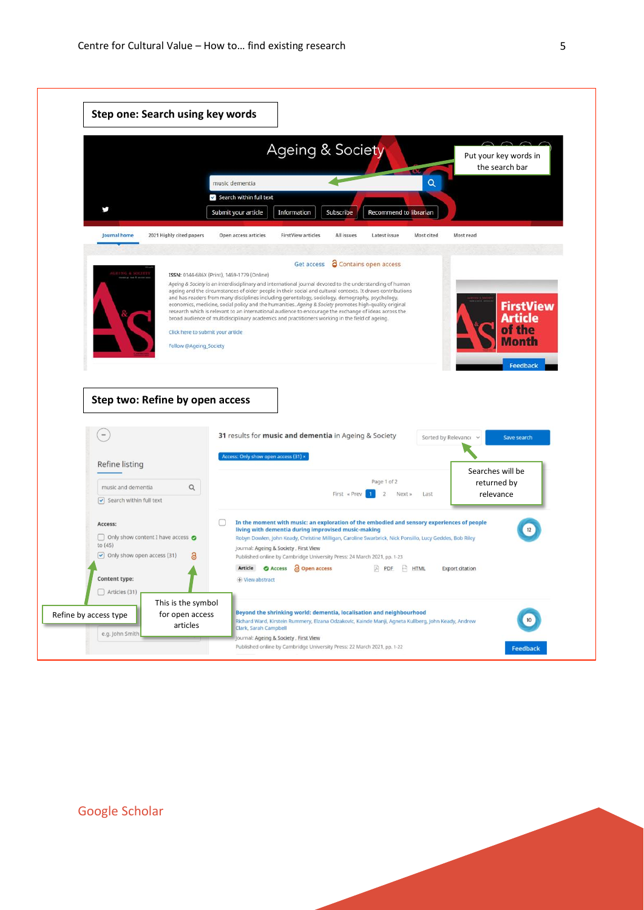**Step one: Search using key words**

Put your key words in the search bar

**Step two: Refine by open access**

Searches will be returned by relevance

Refine by access type

This is the symbol for open access articles

## Google Scholar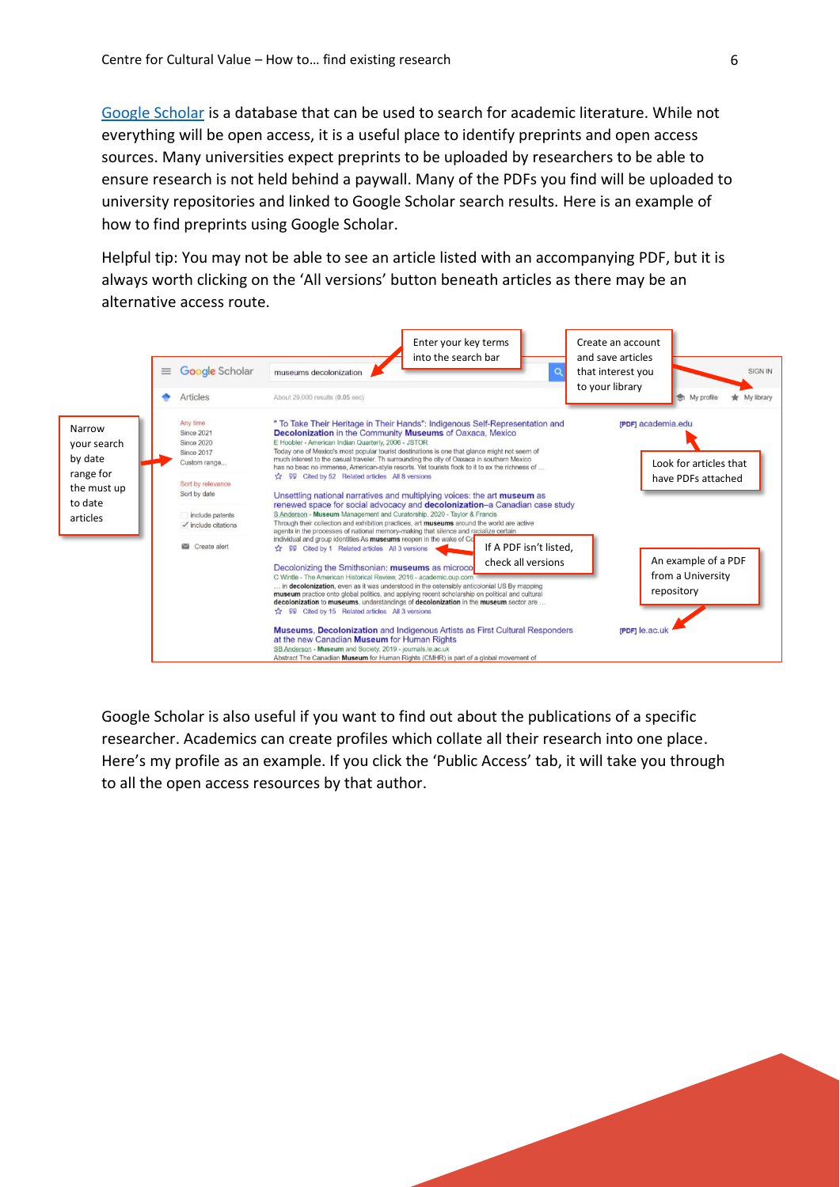Google Scholar is a database that can be used to search for academic literature. While not everything will be open access, it is a useful place to identify preprints and open access sources. Many universities expect preprints to be uploaded by researchers to be able to ensure research is not held behind a paywall. Many of the PDFs you find will be uploaded to university repositories and linked to Google Scholar search results. Here is an example of how to find preprints using Google Scholar.

Helpful tip: You may not be able to see an article listed with an accompanying PDF, but it is always worth clicking on the 'All versions' button beneath articles as there may be an alternative access route.

Google Scholar is also useful if you want to find out about the publications of a specific researcher. Academics can create profiles which collate all their research into one place. Here's my profile as an example. If you click the 'Public Access' tab, it will take you through to all the open access resources by that author.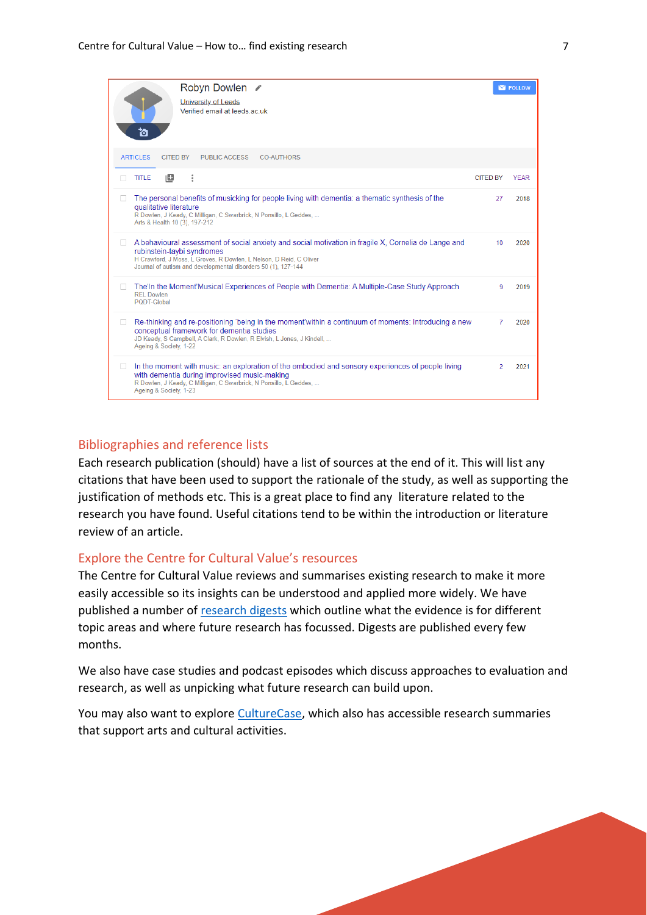Robyn Dowlen
University of Leeds
Verified email at leeds.ac.uk

FOLLOW

ARTICLES | CITED BY | PUBLIC ACCESS | CO-AUTHORS

| TITLE | CITED BY | YEAR |
|---|---|---|
| The personal benefits of musicking for people living with dementia: a thematic synthesis of the qualitative literature<br>R Dowlen, J Keady, C Milligan, C Swarbrick, N Ponsillo, L Geddes, ...<br>Arts & Health 10 (3), 197-212 | 27 | 2018 |
| A behavioural assessment of social anxiety and social motivation in fragile X, Cornelia de Lange and rubinstein-taybi syndromes<br>H Crawford, J Moss, L Groves, R Dowlen, L Nelson, D Reid, C Oliver<br>Journal of autism and developmental disorders 50 (1), 127-144 | 10 | 2020 |
| The'In the Moment'Musical Experiences of People with Dementia: A Multiple-Case Study Approach<br>REL Dowlen<br>PQDT-Global | 9 | 2019 |
| Re-thinking and re-positioning 'being in the moment'within a continuum of moments: Introducing a new conceptual framework for dementia studies<br>JD Keady, S Campbell, A Clark, R Dowlen, R Elvish, L Jones, J Kindell, ...<br>Ageing & Society, 1-22 | 7 | 2020 |
| In the moment with music: an exploration of the embodied and sensory experiences of people living with dementia during improvised music-making<br>R Dowlen, J Keady, C Milligan, C Swarbrick, N Ponsillo, L Geddes, ...<br>Ageing & Society, 1-23 | 2 | 2021 |

## Bibliographies and reference lists

Each research publication (should) have a list of sources at the end of it. This will list any citations that have been used to support the rationale of the study, as well as supporting the justification of methods etc. This is a great place to find any literature related to the research you have found. Useful citations tend to be within the introduction or literature review of an article.

## Explore the Centre for Cultural Value's resources

The Centre for Cultural Value reviews and summarises existing research to make it more easily accessible so its insights can be understood and applied more widely. We have published a number of research digests which outline what the evidence is for different topic areas and where future research has focussed. Digests are published every few months.

We also have case studies and podcast episodes which discuss approaches to evaluation and research, as well as unpicking what future research can build upon.

You may also want to explore CultureCase, which also has accessible research summaries that support arts and cultural activities.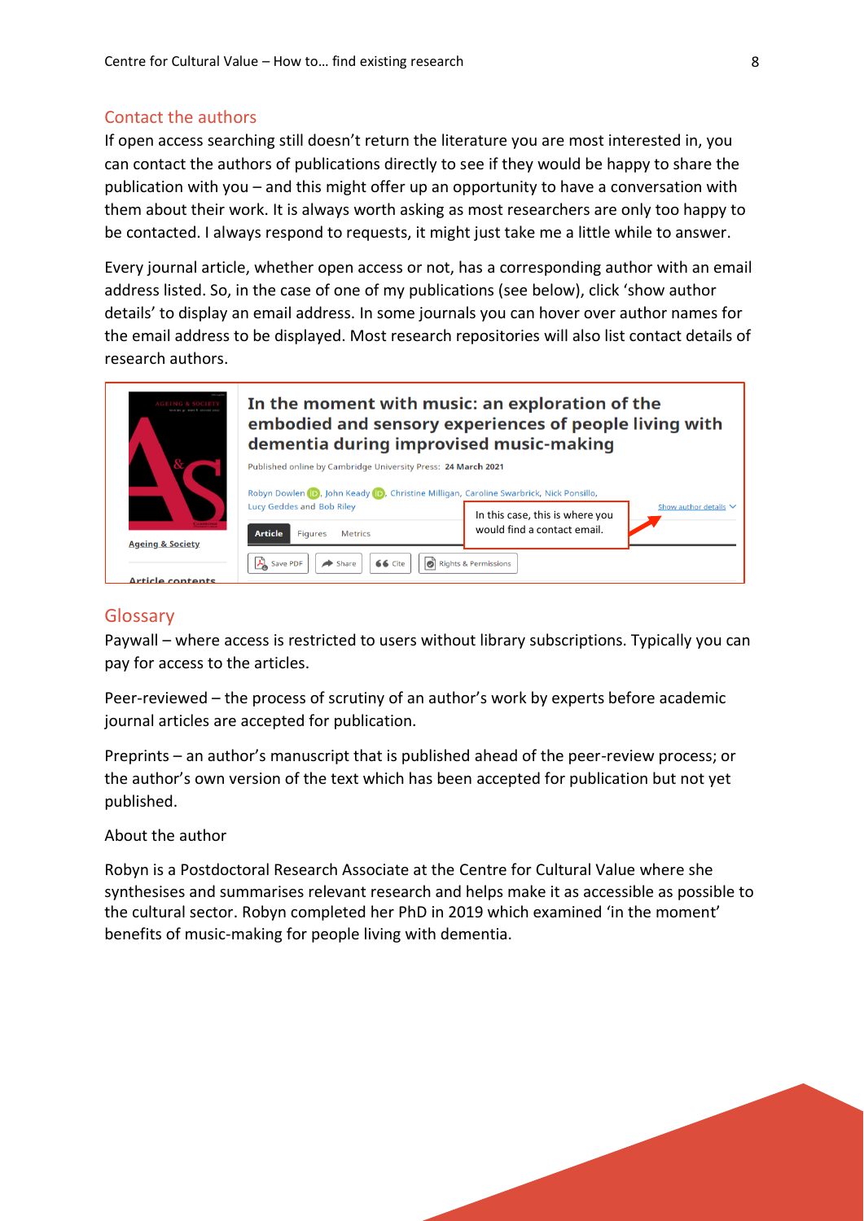## Contact the authors

If open access searching still doesn't return the literature you are most interested in, you can contact the authors of publications directly to see if they would be happy to share the publication with you – and this might offer up an opportunity to have a conversation with them about their work. It is always worth asking as most researchers are only too happy to be contacted. I always respond to requests, it might just take me a little while to answer.

Every journal article, whether open access or not, has a corresponding author with an email address listed. So, in the case of one of my publications (see below), click 'show author details' to display an email address. In some journals you can hover over author names for the email address to be displayed. Most research repositories will also list contact details of research authors.

## Glossary

Paywall – where access is restricted to users without library subscriptions. Typically you can pay for access to the articles.

Peer-reviewed – the process of scrutiny of an author's work by experts before academic journal articles are accepted for publication.

Preprints – an author's manuscript that is published ahead of the peer-review process; or the author's own version of the text which has been accepted for publication but not yet published.

About the author

Robyn is a Postdoctoral Research Associate at the Centre for Cultural Value where she synthesises and summarises relevant research and helps make it as accessible as possible to the cultural sector. Robyn completed her PhD in 2019 which examined 'in the moment' benefits of music-making for people living with dementia.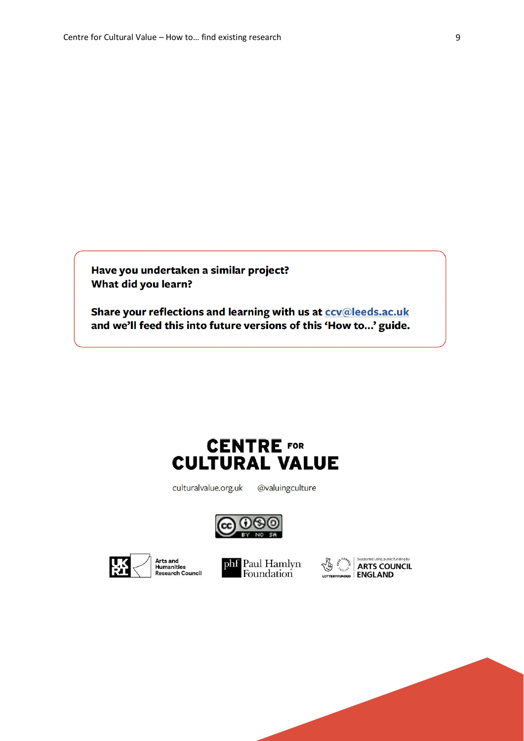**Have you undertaken a similar project?**
**What did you learn?**

**Share your reflections and learning with us at ccv@leeds.ac.uk and we'll feed this into future versions of this 'How to…' guide.**

CENTRE FOR CULTURAL VALUE

culturalvalue.org.uk @valuingculture

Arts and Humanities Research Council

Paul Hamlyn Foundation

Supported using public funding by ARTS COUNCIL ENGLAND